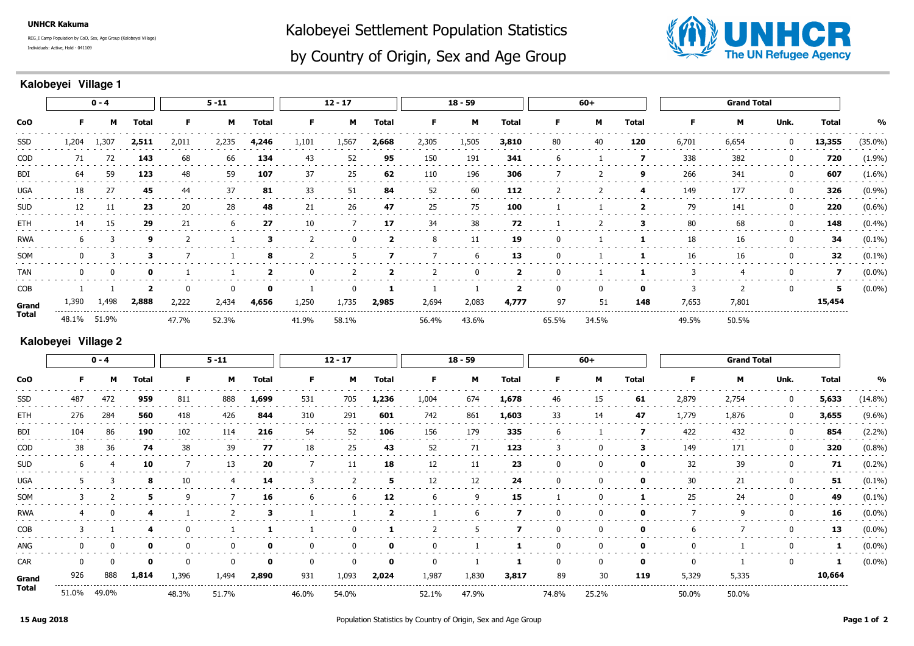UNHCR Kakuma

REG_I Camp Population by CoO, Sex, Age Group (Kalobeyei Village)

Individuals: Active, Hold - 041109

# Kalobeyei Settlement Population Statistics by Country of Origin, Sex and Age Group

## Kalobeyei Village 1

| | 0 - 4 | | | 5 -11 | | | 12 - 17 | | | 18 - 59 | | | 60+ | | | Grand Total | | | | |
|---|---|---|---|---|---|---|---|---|---|---|---|---|---|---|---|---|---|---|---|---|
| CoO | F | M | Total | F | M | Total | F | M | Total | F | M | Total | F | M | Total | F | M | Unk. | Total | % |
| SSD | 1,204 | 1,307 | **2,511** | 2,011 | 2,235 | **4,246** | 1,101 | 1,567 | **2,668** | 2,305 | 1,505 | **3,810** | 80 | 40 | **120** | 6,701 | 6,654 | 0 | **13,355** | (35.0%) |
| COD | 71 | 72 | **143** | 68 | 66 | **134** | 43 | 52 | **95** | 150 | 191 | **341** | 6 | 1 | **7** | 338 | 382 | 0 | **720** | (1.9%) |
| BDI | 64 | 59 | **123** | 48 | 59 | **107** | 37 | 25 | **62** | 110 | 196 | **306** | 7 | 2 | **9** | 266 | 341 | 0 | **607** | (1.6%) |
| UGA | 18 | 27 | **45** | 44 | 37 | **81** | 33 | 51 | **84** | 52 | 60 | **112** | 2 | 2 | **4** | 149 | 177 | 0 | **326** | (0.9%) |
| SUD | 12 | 11 | **23** | 20 | 28 | **48** | 21 | 26 | **47** | 25 | 75 | **100** | 1 | 1 | **2** | 79 | 141 | 0 | **220** | (0.6%) |
| ETH | 14 | 15 | **29** | 21 | 6 | **27** | 10 | 7 | **17** | 34 | 38 | **72** | 1 | 2 | **3** | 80 | 68 | 0 | **148** | (0.4%) |
| RWA | 6 | 3 | **9** | 2 | 1 | **3** | 2 | 0 | **2** | 8 | 11 | **19** | 0 | 1 | **1** | 18 | 16 | 0 | **34** | (0.1%) |
| SOM | 0 | 3 | **3** | 7 | 1 | **8** | 2 | 5 | **7** | 7 | 6 | **13** | 0 | 1 | **1** | 16 | 16 | 0 | **32** | (0.1%) |
| TAN | 0 | 0 | **0** | 1 | 1 | **2** | 0 | 2 | **2** | 2 | 0 | **2** | 0 | 1 | **1** | 3 | 4 | 0 | **7** | (0.0%) |
| COB | 1 | 1 | **2** | 0 | 0 | **0** | 1 | 0 | **1** | 1 | 1 | **2** | 0 | 0 | **0** | 3 | 2 | 0 | **5** | (0.0%) |
| **Grand Total** | 1,390 | 1,498 | **2,888** | 2,222 | 2,434 | **4,656** | 1,250 | 1,735 | **2,985** | 2,694 | 2,083 | **4,777** | 97 | 51 | **148** | 7,653 | 7,801 | | **15,454** | |
| | 48.1% | 51.9% | | 47.7% | 52.3% | | 41.9% | 58.1% | | 56.4% | 43.6% | | 65.5% | 34.5% | | 49.5% | 50.5% | | | |

## Kalobeyei Village 2

| | 0 - 4 | | | 5 -11 | | | 12 - 17 | | | 18 - 59 | | | 60+ | | | Grand Total | | | | |
|---|---|---|---|---|---|---|---|---|---|---|---|---|---|---|---|---|---|---|---|---|
| CoO | F | M | Total | F | M | Total | F | M | Total | F | M | Total | F | M | Total | F | M | Unk. | Total | % |
| SSD | 487 | 472 | **959** | 811 | 888 | **1,699** | 531 | 705 | **1,236** | 1,004 | 674 | **1,678** | 46 | 15 | **61** | 2,879 | 2,754 | 0 | **5,633** | (14.8%) |
| ETH | 276 | 284 | **560** | 418 | 426 | **844** | 310 | 291 | **601** | 742 | 861 | **1,603** | 33 | 14 | **47** | 1,779 | 1,876 | 0 | **3,655** | (9.6%) |
| BDI | 104 | 86 | **190** | 102 | 114 | **216** | 54 | 52 | **106** | 156 | 179 | **335** | 6 | 1 | **7** | 422 | 432 | 0 | **854** | (2.2%) |
| COD | 38 | 36 | **74** | 38 | 39 | **77** | 18 | 25 | **43** | 52 | 71 | **123** | 3 | 0 | **3** | 149 | 171 | 0 | **320** | (0.8%) |
| SUD | 6 | 4 | **10** | 7 | 13 | **20** | 7 | 11 | **18** | 12 | 11 | **23** | 0 | 0 | **0** | 32 | 39 | 0 | **71** | (0.2%) |
| UGA | 5 | 3 | **8** | 10 | 4 | **14** | 3 | 2 | **5** | 12 | 12 | **24** | 0 | 0 | **0** | 30 | 21 | 0 | **51** | (0.1%) |
| SOM | 3 | 2 | **5** | 9 | 7 | **16** | 6 | 6 | **12** | 6 | 9 | **15** | 1 | 0 | **1** | 25 | 24 | 0 | **49** | (0.1%) |
| RWA | 4 | 0 | **4** | 1 | 2 | **3** | 1 | 1 | **2** | 1 | 6 | **7** | 0 | 0 | **0** | 7 | 9 | 0 | **16** | (0.0%) |
| COB | 3 | 1 | **4** | 0 | 1 | **1** | 1 | 0 | **1** | 2 | 5 | **7** | 0 | 0 | **0** | 6 | 7 | 0 | **13** | (0.0%) |
| ANG | 0 | 0 | **0** | 0 | 0 | **0** | 0 | 0 | **0** | 0 | 1 | **1** | 0 | 0 | **0** | 0 | 1 | 0 | **1** | (0.0%) |
| CAR | 0 | 0 | **0** | 0 | 0 | **0** | 0 | 0 | **0** | 0 | 1 | **1** | 0 | 0 | **0** | 0 | 1 | 0 | **1** | (0.0%) |
| **Grand Total** | 926 | 888 | **1,814** | 1,396 | 1,494 | **2,890** | 931 | 1,093 | **2,024** | 1,987 | 1,830 | **3,817** | 89 | 30 | **119** | 5,329 | 5,335 | | **10,664** | |
| | 51.0% | 49.0% | | 48.3% | 51.7% | | 46.0% | 54.0% | | 52.1% | 47.9% | | 74.8% | 25.2% | | 50.0% | 50.0% | | | |

15 Aug 2018

Population Statistics by Country of Origin, Sex and Age Group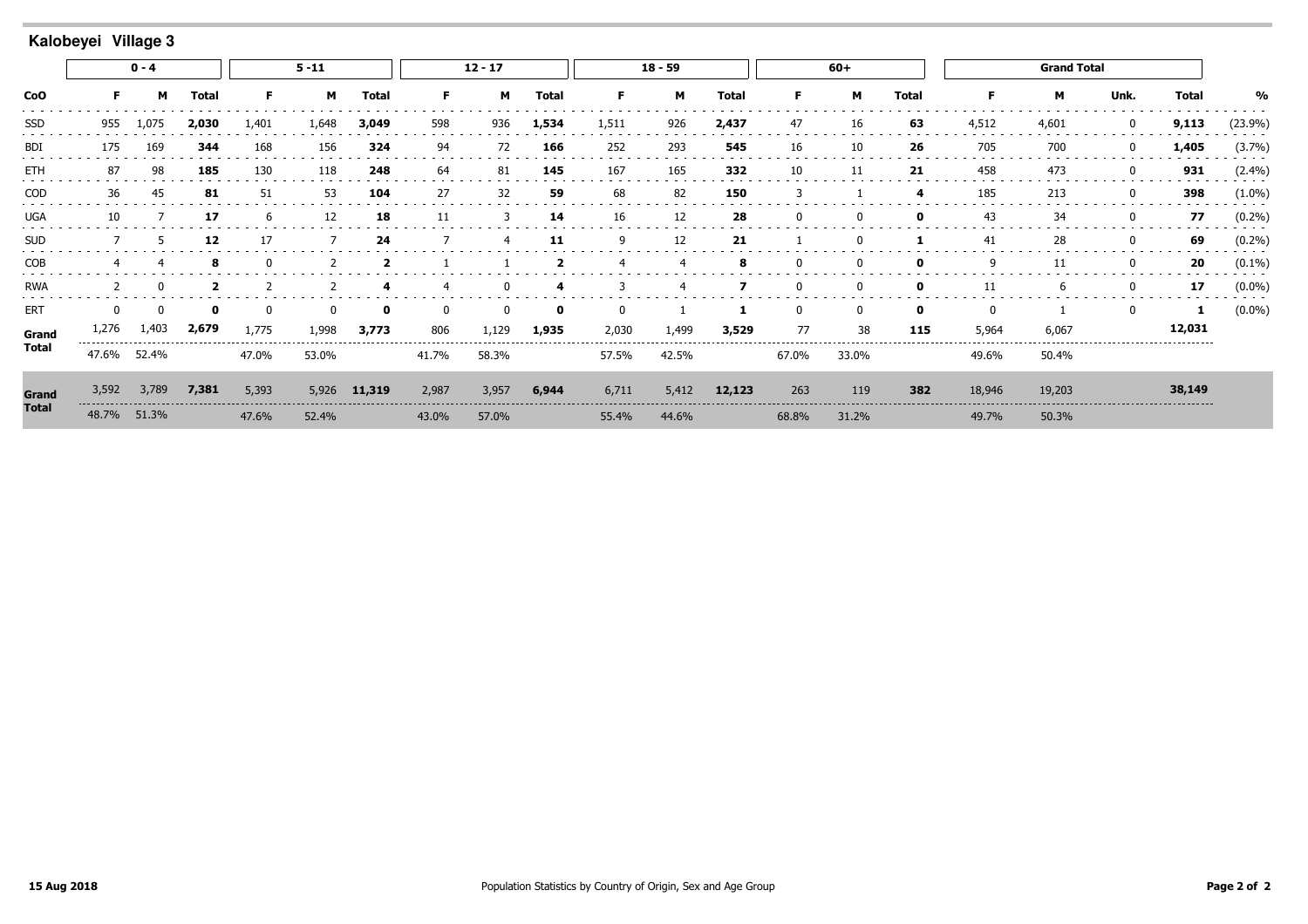## Kalobeyei Village 3

| | 0 - 4 | | | 5 -11 | | | 12 - 17 | | | 18 - 59 | | | 60+ | | | Grand Total | | | | |
|---|---|---|---|---|---|---|---|---|---|---|---|---|---|---|---|---|---|---|---|---|
| **CoO** | **F** | **M** | **Total** | **F** | **M** | **Total** | **F** | **M** | **Total** | **F** | **M** | **Total** | **F** | **M** | **Total** | **F** | **M** | **Unk.** | **Total** | **%** |
| SSD | 955 | 1,075 | **2,030** | 1,401 | 1,648 | **3,049** | 598 | 936 | **1,534** | 1,511 | 926 | **2,437** | 47 | 16 | **63** | 4,512 | 4,601 | 0 | **9,113** | (23.9%) |
| BDI | 175 | 169 | **344** | 168 | 156 | **324** | 94 | 72 | **166** | 252 | 293 | **545** | 16 | 10 | **26** | 705 | 700 | 0 | **1,405** | (3.7%) |
| ETH | 87 | 98 | **185** | 130 | 118 | **248** | 64 | 81 | **145** | 167 | 165 | **332** | 10 | 11 | **21** | 458 | 473 | 0 | **931** | (2.4%) |
| COD | 36 | 45 | **81** | 51 | 53 | **104** | 27 | 32 | **59** | 68 | 82 | **150** | 3 | 1 | **4** | 185 | 213 | 0 | **398** | (1.0%) |
| UGA | 10 | 7 | **17** | 6 | 12 | **18** | 11 | 3 | **14** | 16 | 12 | **28** | 0 | 0 | **0** | 43 | 34 | 0 | **77** | (0.2%) |
| SUD | 7 | 5 | **12** | 17 | 7 | **24** | 7 | 4 | **11** | 9 | 12 | **21** | 1 | 0 | **1** | 41 | 28 | 0 | **69** | (0.2%) |
| COB | 4 | 4 | **8** | 0 | 2 | **2** | 1 | 1 | **2** | 4 | 4 | **8** | 0 | 0 | **0** | 9 | 11 | 0 | **20** | (0.1%) |
| RWA | 2 | 0 | **2** | 2 | 2 | **4** | 4 | 0 | **4** | 3 | 4 | **7** | 0 | 0 | **0** | 11 | 6 | 0 | **17** | (0.0%) |
| ERT | 0 | 0 | **0** | 0 | 0 | **0** | 0 | 0 | **0** | 0 | 1 | **1** | 0 | 0 | **0** | 0 | 1 | 0 | **1** | (0.0%) |
| **Grand Total** | 1,276 | 1,403 | **2,679** | 1,775 | 1,998 | **3,773** | 806 | 1,129 | **1,935** | 2,030 | 1,499 | **3,529** | 77 | 38 | **115** | 5,964 | 6,067 | | **12,031** | |
| | 47.6% | 52.4% | | 47.0% | 53.0% | | 41.7% | 58.3% | | 57.5% | 42.5% | | 67.0% | 33.0% | | 49.6% | 50.4% | | | |
| **Grand Total** | 3,592 | 3,789 | **7,381** | 5,393 | 5,926 | **11,319** | 2,987 | 3,957 | **6,944** | 6,711 | 5,412 | **12,123** | 263 | 119 | **382** | 18,946 | 19,203 | | **38,149** | |
| | 48.7% | 51.3% | | 47.6% | 52.4% | | 43.0% | 57.0% | | 55.4% | 44.6% | | 68.8% | 31.2% | | 49.7% | 50.3% | | | |

**15 Aug 2018**

Population Statistics by Country of Origin, Sex and Age Group